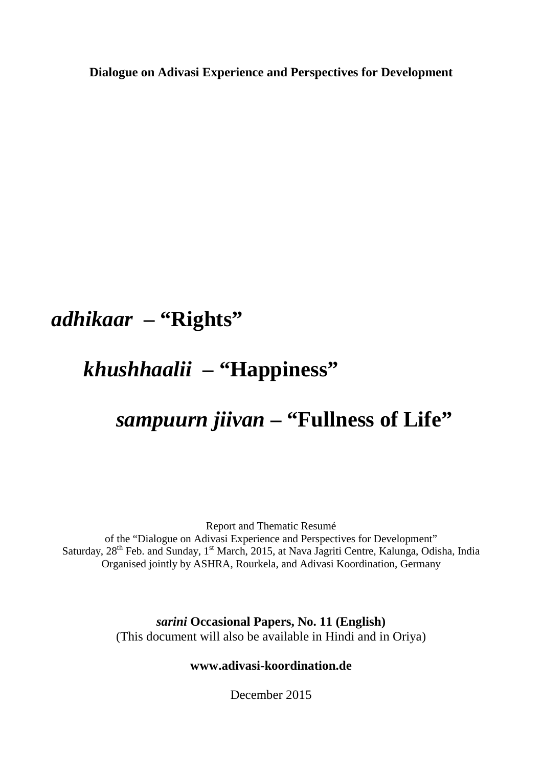**Dialogue on Adivasi Experience and Perspectives for Development**

# *adhikaar* – "Rights"

# *khushhaalii* – "Happiness"

# *sampuurn jiivan* – "Fullness of Life"

Report and Thematic Resumé
of the "Dialogue on Adivasi Experience and Perspectives for Development"
Saturday, 28th Feb. and Sunday, 1st March, 2015, at Nava Jagriti Centre, Kalunga, Odisha, India
Organised jointly by ASHRA, Rourkela, and Adivasi Koordination, Germany

***sarini* Occasional Papers, No. 11 (English)**
(This document will also be available in Hindi and in Oriya)

**www.adivasi-koordination.de**

December 2015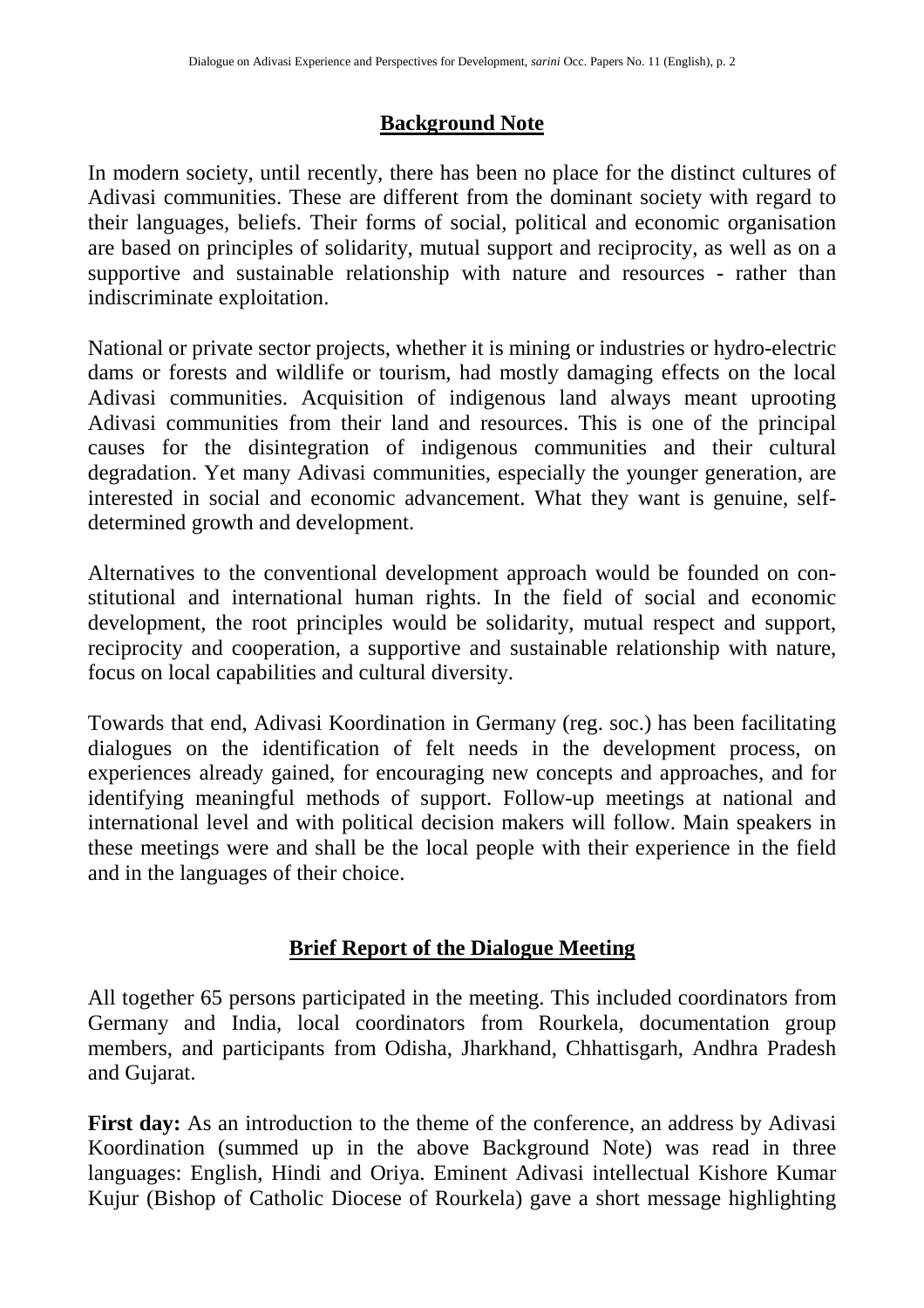## Background Note

In modern society, until recently, there has been no place for the distinct cultures of Adivasi communities. These are different from the dominant society with regard to their languages, beliefs. Their forms of social, political and economic organisation are based on principles of solidarity, mutual support and reciprocity, as well as on a supportive and sustainable relationship with nature and resources - rather than indiscriminate exploitation.

National or private sector projects, whether it is mining or industries or hydro-electric dams or forests and wildlife or tourism, had mostly damaging effects on the local Adivasi communities. Acquisition of indigenous land always meant uprooting Adivasi communities from their land and resources. This is one of the principal causes for the disintegration of indigenous communities and their cultural degradation. Yet many Adivasi communities, especially the younger generation, are interested in social and economic advancement. What they want is genuine, self-determined growth and development.

Alternatives to the conventional development approach would be founded on constitutional and international human rights. In the field of social and economic development, the root principles would be solidarity, mutual respect and support, reciprocity and cooperation, a supportive and sustainable relationship with nature, focus on local capabilities and cultural diversity.

Towards that end, Adivasi Koordination in Germany (reg. soc.) has been facilitating dialogues on the identification of felt needs in the development process, on experiences already gained, for encouraging new concepts and approaches, and for identifying meaningful methods of support. Follow-up meetings at national and international level and with political decision makers will follow. Main speakers in these meetings were and shall be the local people with their experience in the field and in the languages of their choice.

## Brief Report of the Dialogue Meeting

All together 65 persons participated in the meeting. This included coordinators from Germany and India, local coordinators from Rourkela, documentation group members, and participants from Odisha, Jharkhand, Chhattisgarh, Andhra Pradesh and Gujarat.

**First day:** As an introduction to the theme of the conference, an address by Adivasi Koordination (summed up in the above Background Note) was read in three languages: English, Hindi and Oriya. Eminent Adivasi intellectual Kishore Kumar Kujur (Bishop of Catholic Diocese of Rourkela) gave a short message highlighting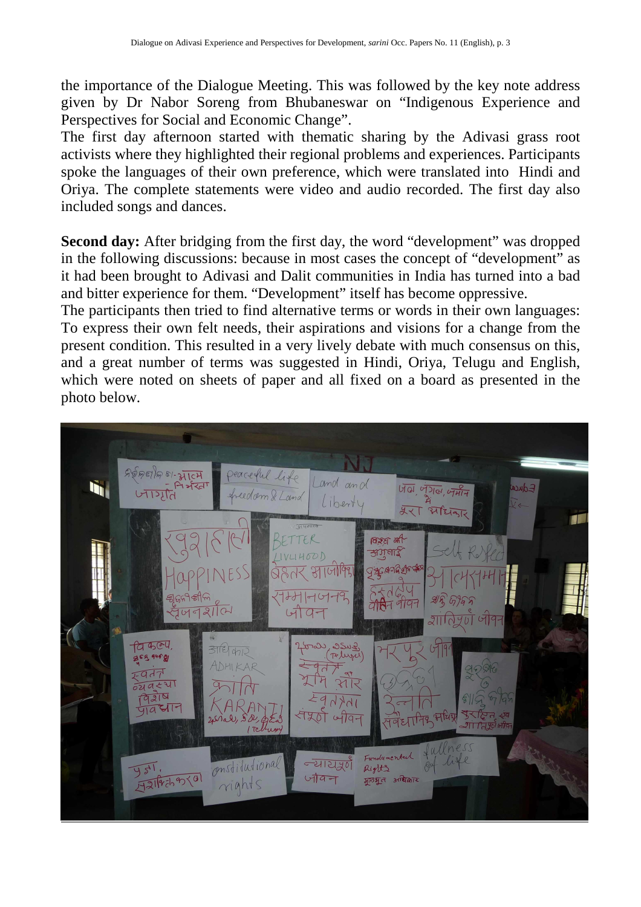the importance of the Dialogue Meeting. This was followed by the key note address given by Dr Nabor Soreng from Bhubaneswar on "Indigenous Experience and Perspectives for Social and Economic Change".
The first day afternoon started with thematic sharing by the Adivasi grass root activists where they highlighted their regional problems and experiences. Participants spoke the languages of their own preference, which were translated into Hindi and Oriya. The complete statements were video and audio recorded. The first day also included songs and dances.

**Second day:** After bridging from the first day, the word "development" was dropped in the following discussions: because in most cases the concept of "development" as it had been brought to Adivasi and Dalit communities in India has turned into a bad and bitter experience for them. "Development" itself has become oppressive.
The participants then tried to find alternative terms or words in their own languages: To express their own felt needs, their aspirations and visions for a change from the present condition. This resulted in a very lively debate with much consensus on this, and a great number of terms was suggested in Hindi, Oriya, Telugu and English, which were noted on sheets of paper and all fixed on a board as presented in the photo below.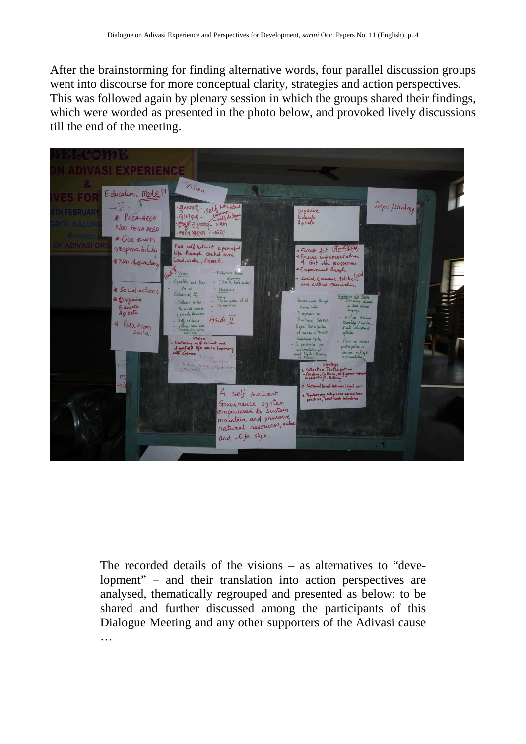After the brainstorming for finding alternative words, four parallel discussion groups went into discourse for more conceptual clarity, strategies and action perspectives. This was followed again by plenary session in which the groups shared their findings, which were worded as presented in the photo below, and provoked lively discussions till the end of the meeting.

The recorded details of the visions – as alternatives to "development" – and their translation into action perspectives are analysed, thematically regrouped and presented as below: to be shared and further discussed among the participants of this Dialogue Meeting and any other supporters of the Adivasi cause …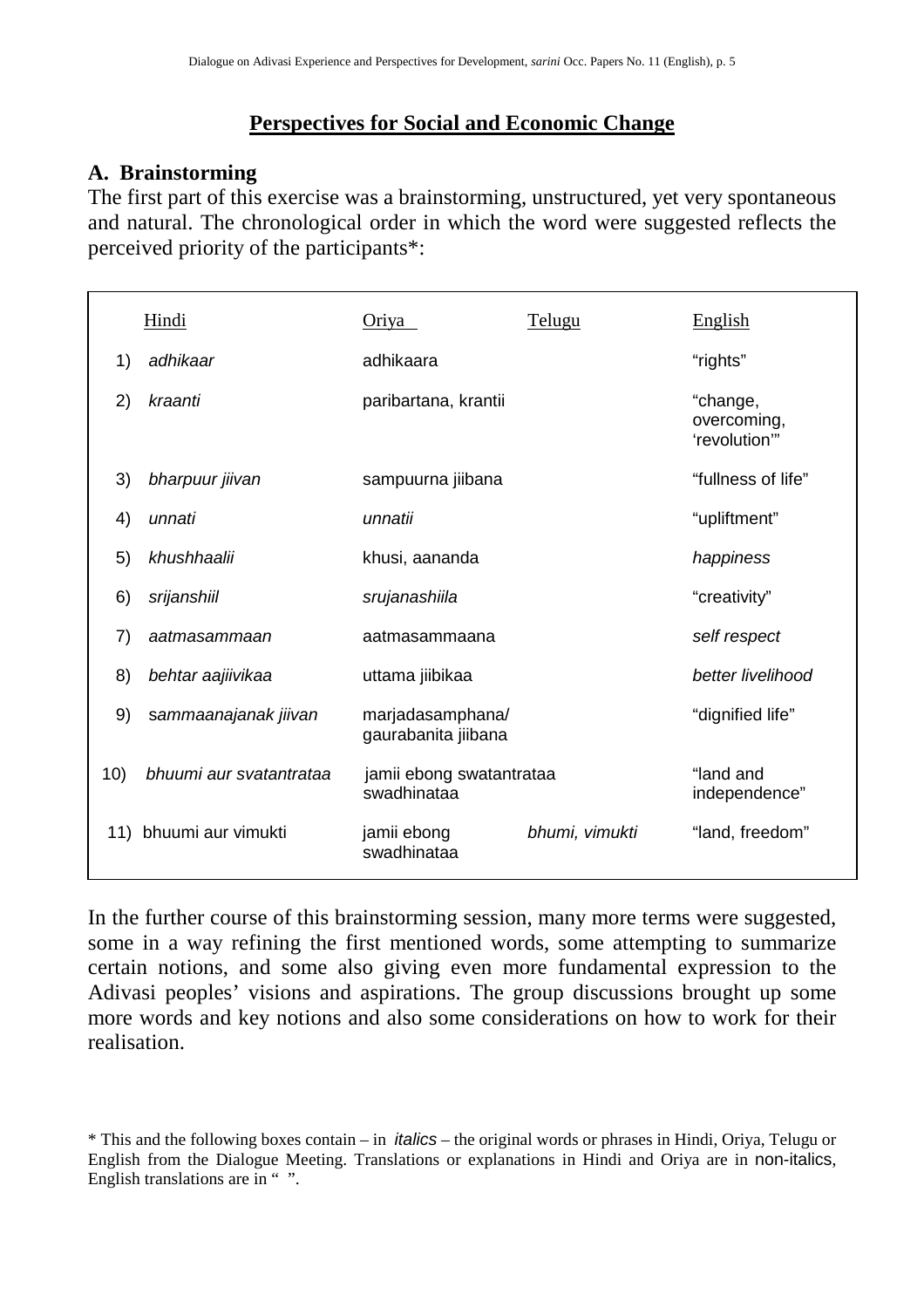## Perspectives for Social and Economic Change

### A. Brainstorming

The first part of this exercise was a brainstorming, unstructured, yet very spontaneous and natural. The chronological order in which the word were suggested reflects the perceived priority of the participants*:

| | Hindi | Oriya | Telugu | English |
|---|---|---|---|---|
| 1) | *adhikaar* | adhikaara | | "rights" |
| 2) | *kraanti* | paribartana, krantii | | "change, overcoming, 'revolution'" |
| 3) | *bharpuur jiivan* | sampuurna jiibana | | "fullness of life" |
| 4) | *unnati* | *unnatii* | | "upliftment" |
| 5) | *khushhaalii* | khusi, aananda | | *happiness* |
| 6) | *srijanshiil* | *srujanashiila* | | "creativity" |
| 7) | *aatmasammaan* | aatmasammaana | | *self respect* |
| 8) | *behtar aajiivikaa* | uttama jiibikaa | | *better livelihood* |
| 9) | *sammaanajanak jiivan* | marjadasamphana/ gaurabanita jiibana | | "dignified life" |
| 10) | *bhuumi aur svatantrataa* | jamii ebong swatantrataa swadhinataa | | "land and independence" |
| 11) | bhuumi aur vimukti | jamii ebong swadhinataa | *bhumi, vimukti* | "land, freedom" |

In the further course of this brainstorming session, many more terms were suggested, some in a way refining the first mentioned words, some attempting to summarize certain notions, and some also giving even more fundamental expression to the Adivasi peoples' visions and aspirations. The group discussions brought up some more words and key notions and also some considerations on how to work for their realisation.

\* This and the following boxes contain – in *italics* – the original words or phrases in Hindi, Oriya, Telugu or English from the Dialogue Meeting. Translations or explanations in Hindi and Oriya are in non-italics, English translations are in " ".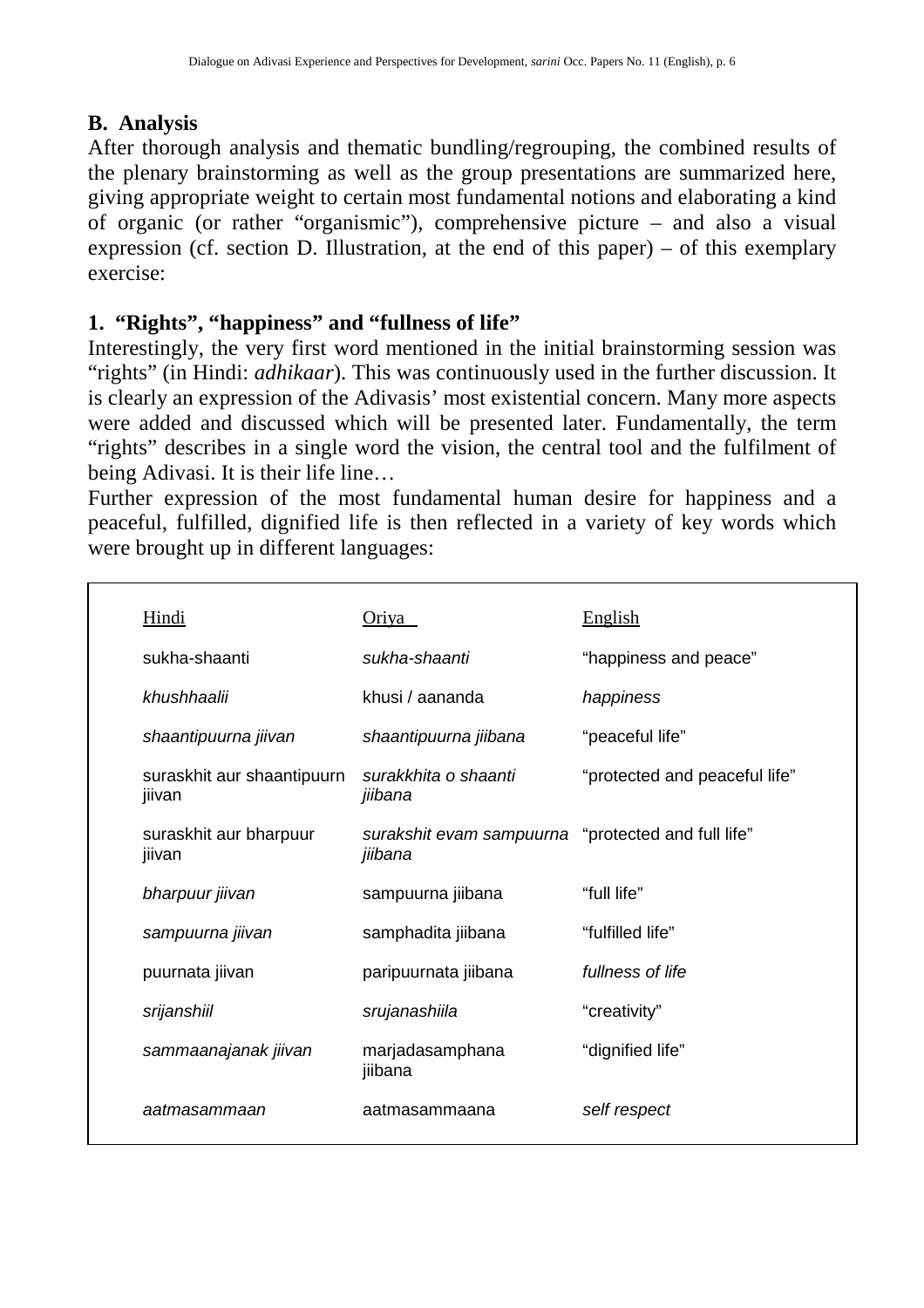## B. Analysis

After thorough analysis and thematic bundling/regrouping, the combined results of the plenary brainstorming as well as the group presentations are summarized here, giving appropriate weight to certain most fundamental notions and elaborating a kind of organic (or rather "organismic"), comprehensive picture – and also a visual expression (cf. section D. Illustration, at the end of this paper) – of this exemplary exercise:

### 1. "Rights", "happiness" and "fullness of life"

Interestingly, the very first word mentioned in the initial brainstorming session was "rights" (in Hindi: *adhikaar*). This was continuously used in the further discussion. It is clearly an expression of the Adivasis' most existential concern. Many more aspects were added and discussed which will be presented later. Fundamentally, the term "rights" describes in a single word the vision, the central tool and the fulfilment of being Adivasi. It is their life line…

Further expression of the most fundamental human desire for happiness and a peaceful, fulfilled, dignified life is then reflected in a variety of key words which were brought up in different languages:

| Hindi | Oriya | English |
|---|---|---|
| sukha-shaanti | *sukha-shaanti* | "happiness and peace" |
| *khushhaalii* | khusi / aananda | *happiness* |
| *shaantipuurna jiivan* | *shaantipuurna jiibana* | "peaceful life" |
| suraskhit aur shaantipuurn jiivan | *surakkhita o shaanti jiibana* | "protected and peaceful life" |
| suraskhit aur bharpuur jiivan | *surakshit evam sampuurna jiibana* | "protected and full life" |
| *bharpuur jiivan* | sampuurna jiibana | "full life" |
| *sampuurna jiivan* | samphadita jiibana | "fulfilled life" |
| puurnata jiivan | paripuurnata jiibana | *fullness of life* |
| *srijanshiil* | *srujanashiila* | "creativity" |
| *sammaanajanak jiivan* | marjadasamphana jiibana | "dignified life" |
| *aatmasammaan* | aatmasammaana | *self respect* |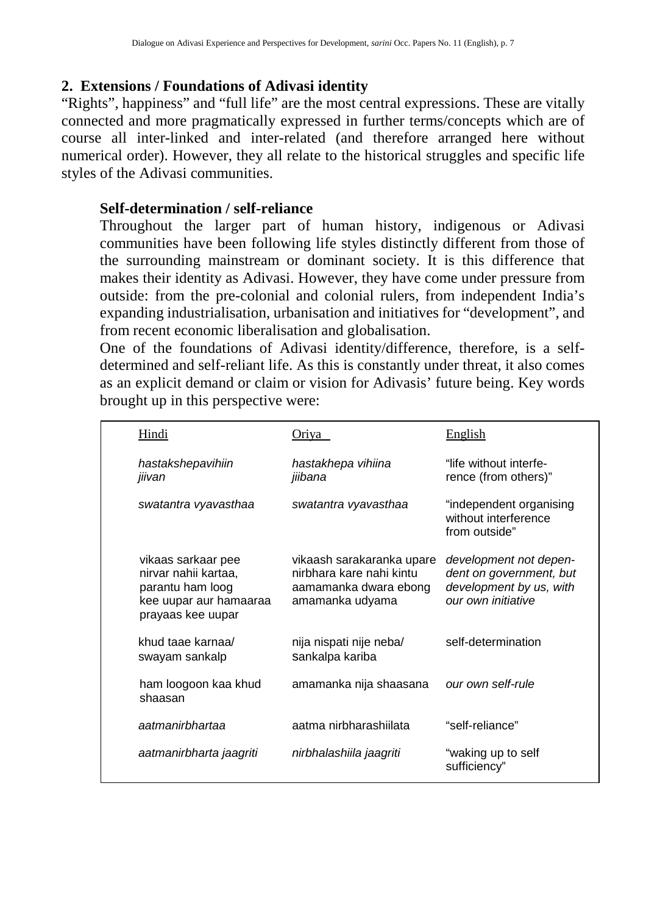## 2. Extensions / Foundations of Adivasi identity

"Rights", happiness" and "full life" are the most central expressions. These are vitally connected and more pragmatically expressed in further terms/concepts which are of course all inter-linked and inter-related (and therefore arranged here without numerical order). However, they all relate to the historical struggles and specific life styles of the Adivasi communities.

### Self-determination / self-reliance

Throughout the larger part of human history, indigenous or Adivasi communities have been following life styles distinctly different from those of the surrounding mainstream or dominant society. It is this difference that makes their identity as Adivasi. However, they have come under pressure from outside: from the pre-colonial and colonial rulers, from independent India's expanding industrialisation, urbanisation and initiatives for "development", and from recent economic liberalisation and globalisation.

One of the foundations of Adivasi identity/difference, therefore, is a self-determined and self-reliant life. As this is constantly under threat, it also comes as an explicit demand or claim or vision for Adivasis' future being. Key words brought up in this perspective were:

| Hindi | Oriya | English |
|---|---|---|
| *hastakshepavihiin jiivan* | *hastakhepa vihiina jiibana* | "life without interference (from others)" |
| *swatantra vyavasthaa* | *swatantra vyavasthaa* | "independent organising without interference from outside" |
| vikaas sarkaar pee nirvar nahii kartaa, parantu ham loog kee uupar aur hamaaraa prayaas kee uupar | vikaash sarakaranka upare nirbhara kare nahi kintu aamamanka dwara ebong amamanka udyama | *development not dependent on government, but development by us, with our own initiative* |
| khud taae karnaa/ swayam sankalp | nija nispati nije neba/ sankalpa kariba | self-determination |
| ham loogoon kaa khud shaasan | amamanka nija shaasana | *our own self-rule* |
| *aatmanirbhartaa* | aatma nirbharashiilata | "self-reliance" |
| *aatmanirbharta jaagriti* | *nirbhalashiila jaagriti* | "waking up to self sufficiency" |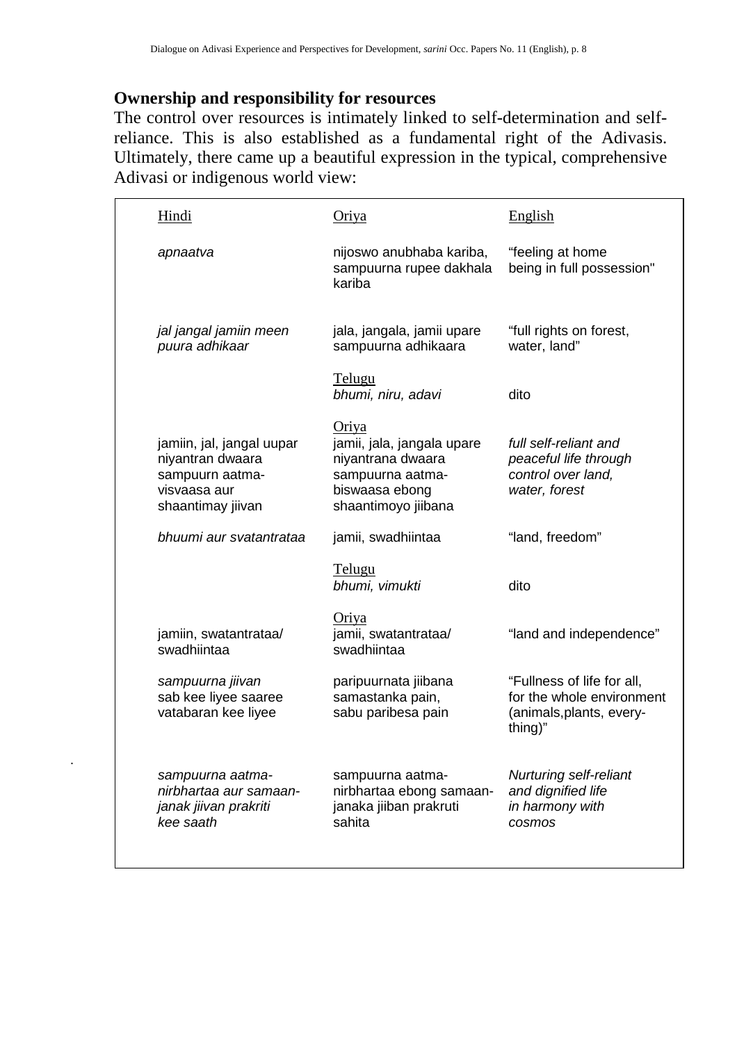## Ownership and responsibility for resources

The control over resources is intimately linked to self-determination and self-reliance. This is also established as a fundamental right of the Adivasis. Ultimately, there came up a beautiful expression in the typical, comprehensive Adivasi or indigenous world view:

| Hindi | Oriya | English |
|---|---|---|
| *apnaatva* | nijoswo anubhaba kariba, sampuurna rupee dakhala kariba | "feeling at home being in full possession" |
| *jal jangal jamiin meen puura adhikaar* | jala, jangala, jamii upare sampuurna adhikaara | "full rights on forest, water, land" |
| | Telugu<br>*bhumi, niru, adavi* | dito |
| jamiin, jal, jangal uupar niyantran dwaara sampuurn aatma-visvaasa aur shaantimay jiivan | Oriya<br>jamii, jala, jangala upare niyantrana dwaara sampuurna aatma-biswaasa ebong shaantimoyo jiibana | *full self-reliant and peaceful life through control over land, water, forest* |
| *bhuumi aur svatantrataa* | jamii, swadhiintaa | "land, freedom" |
| | Telugu<br>*bhumi, vimukti* | dito |
| jamiin, swatantrataa/ swadhiintaa | Oriya<br>jamii, swatantrataa/ swadhiintaa | "land and independence" |
| *sampuurna jiivan sab kee liyee saaree vatabaran kee liyee* | paripuurnata jiibana samastanka pain, sabu paribesa pain | "Fullness of life for all, for the whole environment (animals,plants, every-thing)" |
| *sampuurna aatma-nirbhartaa aur samaan-janak jiivan prakriti kee saath* | sampuurna aatma-nirbhartaa ebong samaan-janaka jiiban prakruti sahita | *Nurturing self-reliant and dignified life in harmony with cosmos* |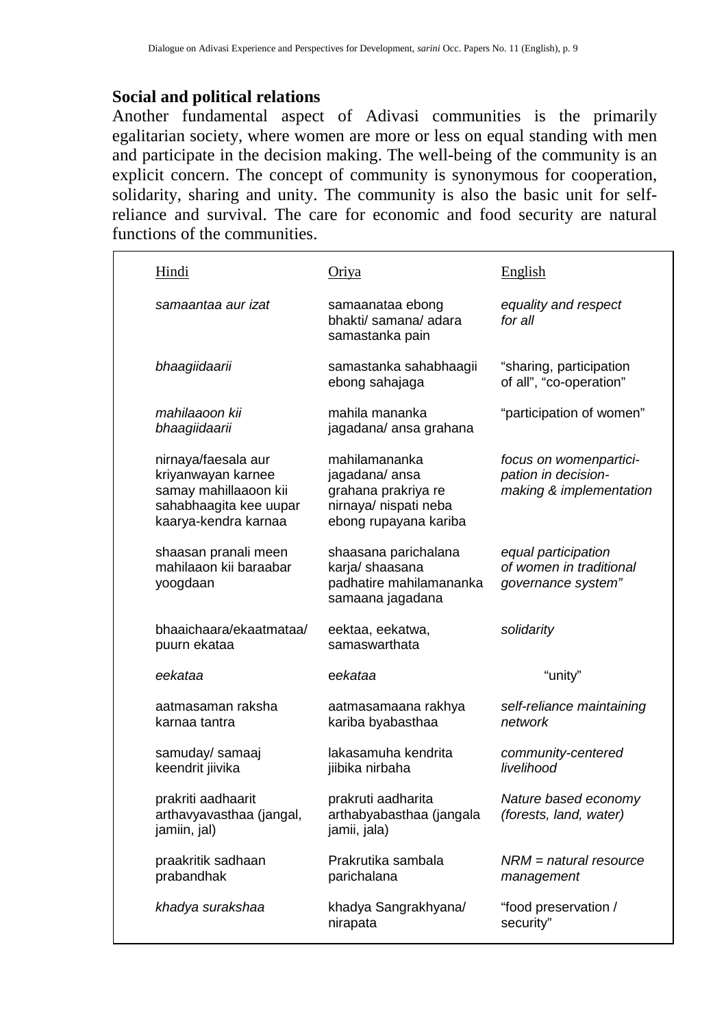## Social and political relations

Another fundamental aspect of Adivasi communities is the primarily egalitarian society, where women are more or less on equal standing with men and participate in the decision making. The well-being of the community is an explicit concern. The concept of community is synonymous for cooperation, solidarity, sharing and unity. The community is also the basic unit for self-reliance and survival. The care for economic and food security are natural functions of the communities.

| Hindi | Oriya | English |
|---|---|---|
| *samaantaa aur izat* | samaanataa ebong bhakti/ samana/ adara samastanka pain | *equality and respect for all* |
| *bhaagiidaarii* | samastanka sahabhaagii ebong sahajaga | "sharing, participation of all", "co-operation" |
| *mahilaaoon kii bhaagiidaarii* | mahila mananka jagadana/ ansa grahana | "participation of women" |
| nirnaya/faesala aur kriyanwayan karnee samay mahillaaoon kii sahabhaagita kee uupar kaarya-kendra karnaa | mahilamananka jagadana/ ansa grahana prakriya re nirnaya/ nispati neba ebong rupayana kariba | *focus on womenpartici-pation in decision-making & implementation* |
| shaasan pranali meen mahilaaon kii baraabar yoogdaan | shaasana parichalana karja/ shaasana padhatire mahilamananka samaana jagadana | *equal participation of women in traditional governance system"* |
| bhaaichaara/ekaatmataa/ puurn ekataa | eektaa, eekatwa, samaswarthata | *solidarity* |
| *eekataa* | e*ekataa* | "unity" |
| aatmasaman raksha karnaa tantra | aatmasamaana rakhya kariba byabasthaa | *self-reliance maintaining network* |
| samuday/ samaaj keendrit jiivika | lakasamuha kendrita jiibika nirbaha | *community-centered livelihood* |
| prakriti aadhaarit arthavyavasthaa (jangal, jamiin, jal) | prakruti aadharita arthabyabasthaa (jangala jamii, jala) | *Nature based economy (forests, land, water)* |
| praakritik sadhaan prabandhak | Prakrutika sambala parichalana | *NRM = natural resource management* |
| *khadya surakshaa* | khadya Sangrakhyana/ nirapata | "food preservation / security" |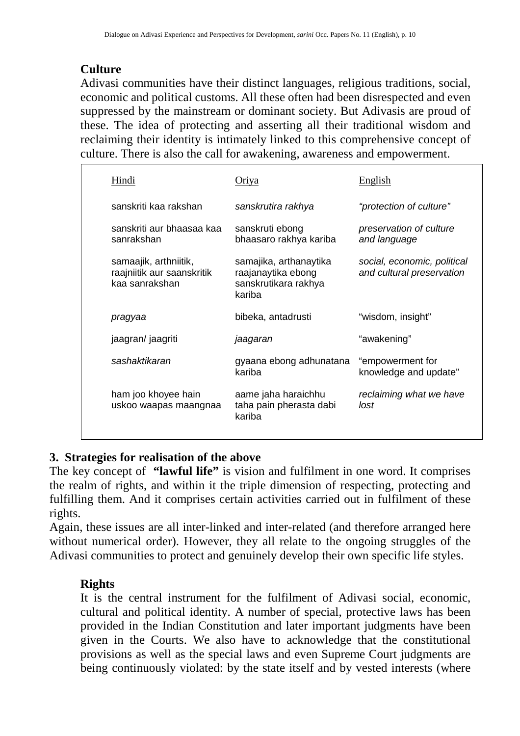### Culture

Adivasi communities have their distinct languages, religious traditions, social, economic and political customs. All these often had been disrespected and even suppressed by the mainstream or dominant society. But Adivasis are proud of these. The idea of protecting and asserting all their traditional wisdom and reclaiming their identity is intimately linked to this comprehensive concept of culture. There is also the call for awakening, awareness and empowerment.

| Hindi | Oriya | English |
|---|---|---|
| sanskriti kaa rakshan | *sanskrutira rakhya* | *"protection of culture"* |
| sanskriti aur bhaasaa kaa sanrakshan | sanskruti ebong bhaasaro rakhya kariba | *preservation of culture and language* |
| samaajik, arthniitik, raajniitik aur saanskritik kaa sanrakshan | samajika, arthanaytika raajanaytika ebong sanskrutikara rakhya kariba | *social, economic, political and cultural preservation* |
| *pragyaa* | bibeka, antadrusti | "wisdom, insight" |
| jaagran/ jaagriti | *jaagaran* | "awakening" |
| *sashaktikaran* | gyaana ebong adhunatana kariba | "empowerment for knowledge and update" |
| ham joo khoyee hain uskoo waapas maangnaa | aame jaha haraichhu taha pain pherasta dabi kariba | *reclaiming what we have lost* |

## 3. Strategies for realisation of the above

The key concept of **"lawful life"** is vision and fulfilment in one word. It comprises the realm of rights, and within it the triple dimension of respecting, protecting and fulfilling them. And it comprises certain activities carried out in fulfilment of these rights.

Again, these issues are all inter-linked and inter-related (and therefore arranged here without numerical order). However, they all relate to the ongoing struggles of the Adivasi communities to protect and genuinely develop their own specific life styles.

### Rights

It is the central instrument for the fulfilment of Adivasi social, economic, cultural and political identity. A number of special, protective laws has been provided in the Indian Constitution and later important judgments have been given in the Courts. We also have to acknowledge that the constitutional provisions as well as the special laws and even Supreme Court judgments are being continuously violated: by the state itself and by vested interests (where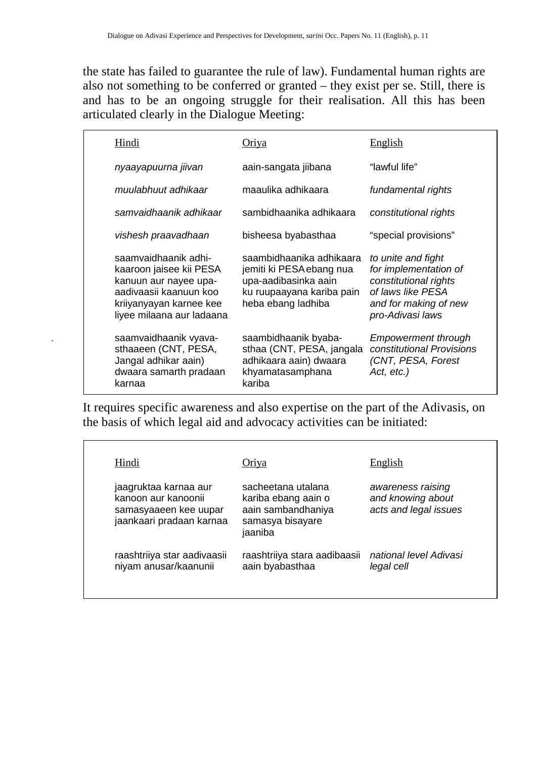the state has failed to guarantee the rule of law). Fundamental human rights are also not something to be conferred or granted – they exist per se. Still, there is and has to be an ongoing struggle for their realisation. All this has been articulated clearly in the Dialogue Meeting:

| Hindi | Oriya | English |
|---|---|---|
| *nyaayapuurna jiivan* | aain-sangata jiibana | “lawful life” |
| *muulabhuut adhikaar* | maaulika adhikaara | *fundamental rights* |
| *samvaidhaanik adhikaar* | sambidhaanika adhikaara | *constitutional rights* |
| *vishesh praavadhaan* | bisheesa byabasthaa | “special provisions” |
| saamvaidhaanik adhi-kaaroon jaisee kii PESA kanuun aur nayee upa-aadivaasii kaanuun koo kriiyanyayan karnee kee liyee milaana aur ladaana | saambidhaanika adhikaara jemiti ki PESA ebang nua upa-aadibasinka aain ku ruupaayana kariba pain heba ebang ladhiba | *to unite and fight for implementation of constitutional rights of laws like PESA and for making of new pro-Adivasi laws* |
| saamvaidhaanik vyava-sthaaeen (CNT, PESA, Jangal adhikar aain) dwaara samarth pradaan karnaa | saambidhaanik byaba-sthaa (CNT, PESA, jangala adhikaara aain) dwaara khyamatasamphana kariba | *Empowerment through constitutional Provisions (CNT, PESA, Forest Act, etc.)* |

It requires specific awareness and also expertise on the part of the Adivasis, on the basis of which legal aid and advocacy activities can be initiated:

| Hindi | Oriya | English |
|---|---|---|
| jaagruktaa karnaa aur kanoon aur kanoonii samasyaaeen kee uupar jaankaari pradaan karnaa | sacheetana utalana kariba ebang aain o aain sambandhaniya samasya bisayare jaaniba | *awareness raising and knowing about acts and legal issues* |
| raashtriiya star aadivaasii niyam anusar/kaanunii | raashtriiya stara aadibaasii aain byabasthaa | *national level Adivasi legal cell* |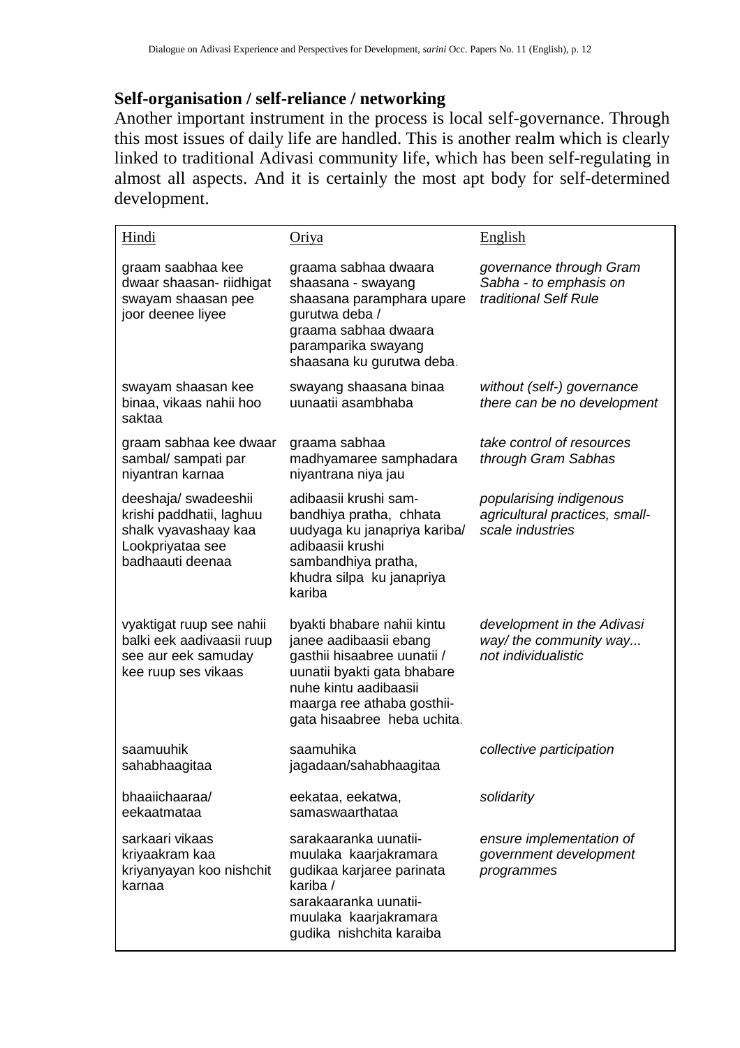**Self-organisation / self-reliance / networking**

Another important instrument in the process is local self-governance. Through this most issues of daily life are handled. This is another realm which is clearly linked to traditional Adivasi community life, which has been self-regulating in almost all aspects. And it is certainly the most apt body for self-determined development.

| Hindi | Oriya | English |
|---|---|---|
| graam saabhaa kee dwaar shaasan- riidhigat swayam shaasan pee joor deenee liyee | graama sabhaa dwaara shaasana - swayang shaasana paramphara upare gurutwa deba / graama sabhaa dwaara paramparika swayang shaasana ku gurutwa deba. | *governance through Gram Sabha - to emphasis on traditional Self Rule* |
| swayam shaasan kee binaa, vikaas nahii hoo saktaa | swayang shaasana binaa uunaatii asambhaba | *without (self-) governance there can be no development* |
| graam sabhaa kee dwaar sambal/ sampati par niyantran karnaa | graama sabhaa madhyamaree samphadara niyantrana niya jau | *take control of resources through Gram Sabhas* |
| deeshaja/ swadeeshii krishi paddhatii, laghuu shalk vyavashaay kaa Lookpriyataa see badhaauti deenaa | adibaasii krushi sam-bandhiya pratha, chhata uudyaga ku janapriya kariba/ adibaasii krushi sambandhiya pratha, khudra silpa ku janapriya kariba | *popularising indigenous agricultural practices, small-scale industries* |
| vyaktigat ruup see nahii balki eek aadivaasii ruup see aur eek samuday kee ruup ses vikaas | byakti bhabare nahii kintu janee aadibaasii ebang gasthii hisaabree uunatii / uunatii byakti gata bhabare nuhe kintu aadibaasii maarga ree athaba gosthii-gata hisaabree heba uchita. | *development in the Adivasi way/ the community way... not individualistic* |
| saamuuhik sahabhaagitaa | saamuhika jagadaan/sahabhaagitaa | *collective participation* |
| bhaaiichaaraa/ eekaatmataa | eekataa, eekatwa, samaswaarthataa | *solidarity* |
| sarkaari vikaas kriyaakram kaa kriyanyayan koo nishchit karnaa | sarakaaranka uunatii-muulaka kaarjakramara gudikaa karjaree parinata kariba / sarakaaranka uunatii-muulaka kaarjakramara gudika nishchita karaiba | *ensure implementation of government development programmes* |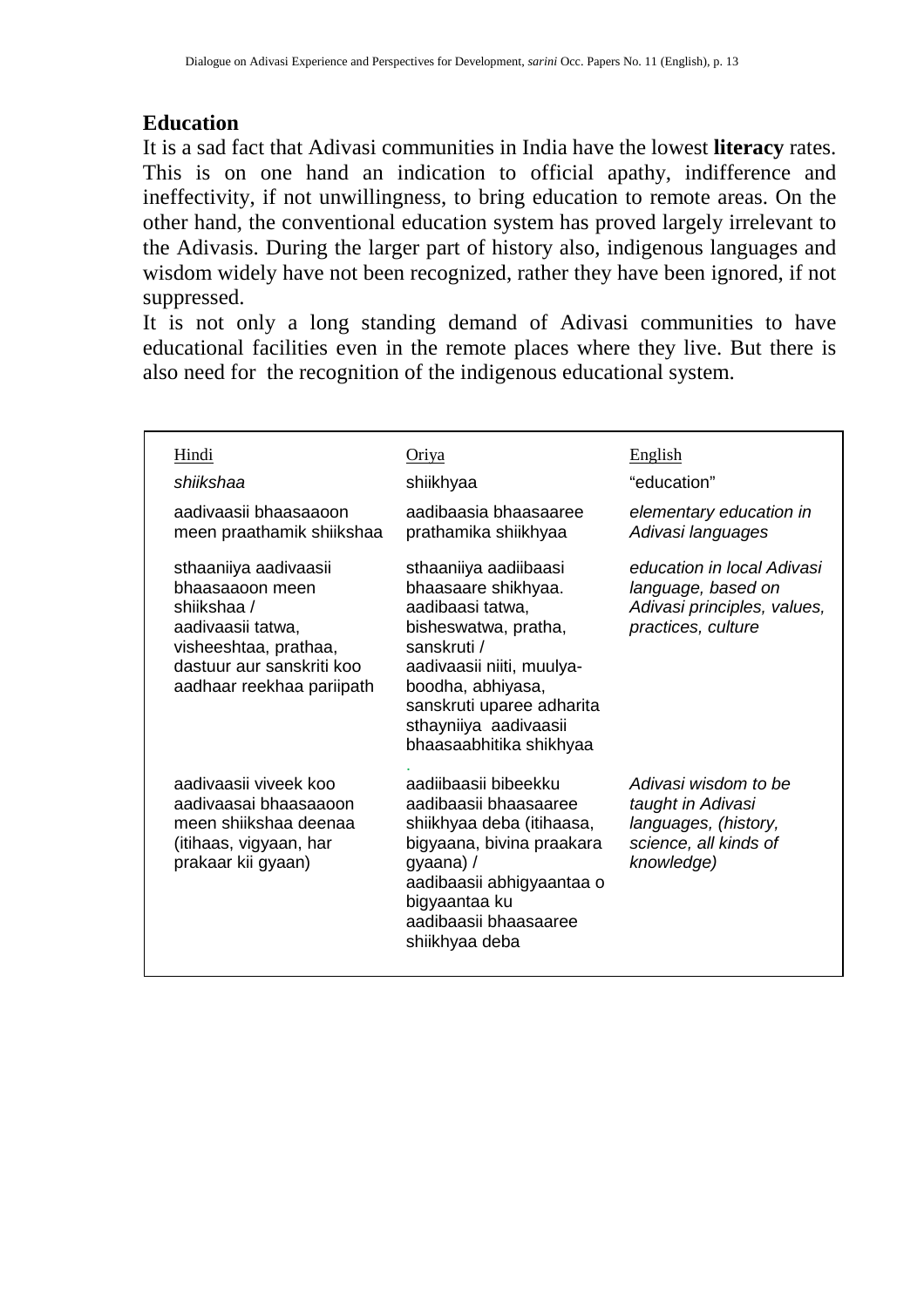## Education

It is a sad fact that Adivasi communities in India have the lowest **literacy** rates. This is on one hand an indication to official apathy, indifference and ineffectivity, if not unwillingness, to bring education to remote areas. On the other hand, the conventional education system has proved largely irrelevant to the Adivasis. During the larger part of history also, indigenous languages and wisdom widely have not been recognized, rather they have been ignored, if not suppressed.

It is not only a long standing demand of Adivasi communities to have educational facilities even in the remote places where they live. But there is also need for the recognition of the indigenous educational system.

| Hindi | Oriya | English |
|---|---|---|
| *shiikshaa* | shiikhyaa | "education" |
| aadivaasii bhaasaaoon meen praathamik shiikshaa | aadibaasia bhaasaaree prathamika shiikhyaa | *elementary education in Adivasi languages* |
| sthaaniiya aadivaasii bhaasaaoon meen shiikshaa / aadivaasii tatwa, visheeshtaa, prathaa, dastuur aur sanskriti koo aadhaar reekhaa pariipath | sthaaniiya aadiibaasi bhaasaare shikhyaa. aadibaasi tatwa, bisheswatwa, pratha, sanskruti / aadivaasii niiti, muulya-boodha, abhiyasa, sanskruti uparee adharita sthayniiya aadivaasii bhaasaabhitika shikhyaa | *education in local Adivasi language, based on Adivasi principles, values, practices, culture* |
| aadivaasii viveek koo aadivaasai bhaasaaoon meen shiikshaa deenaa (itihaas, vigyaan, har prakaar kii gyaan) | aadiibaasii bibeekku aadibaasii bhaasaaree shiikhyaa deba (itihaasa, bigyaana, bivina praakara gyaana) / aadibaasii abhigyaantaa o bigyaantaa ku aadibaasii bhaasaaree shiikhyaa deba | *Adivasi wisdom to be taught in Adivasi languages, (history, science, all kinds of knowledge)* |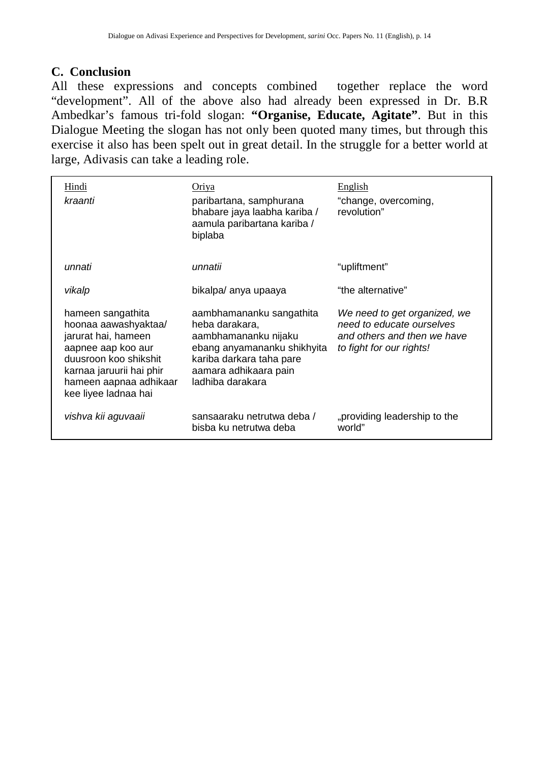## C. Conclusion

All these expressions and concepts combined together replace the word "development". All of the above also had already been expressed in Dr. B.R Ambedkar's famous tri-fold slogan: **"Organise, Educate, Agitate"**. But in this Dialogue Meeting the slogan has not only been quoted many times, but through this exercise it also has been spelt out in great detail. In the struggle for a better world at large, Adivasis can take a leading role.

| Hindi | Oriya | English |
|---|---|---|
| *kraanti* | paribartana, samphurana bhabare jaya laabha kariba / aamula paribartana kariba / biplaba | "change, overcoming, revolution" |
| *unnati* | *unnatii* | "upliftment" |
| *vikalp* | bikalpa/ anya upaaya | "the alternative" |
| hameen sangathita hoonaa aawashyaktaa/ jarurat hai, hameen aapnee aap koo aur duusroon koo shikshit karnaa jaruurii hai phir hameen aapnaa adhikaar kee liyee ladnaa hai | aambhamananku sangathita heba darakara, aambhamananku nijaku ebang anyamananku shikhyita kariba darkara taha pare aamara adhikaara pain ladhiba darakara | *We need to get organized, we need to educate ourselves and others and then we have to fight for our rights!* |
| *vishva kii aguvaaii* | sansaaraku netrutwa deba / bisba ku netrutwa deba | „providing leadership to the world" |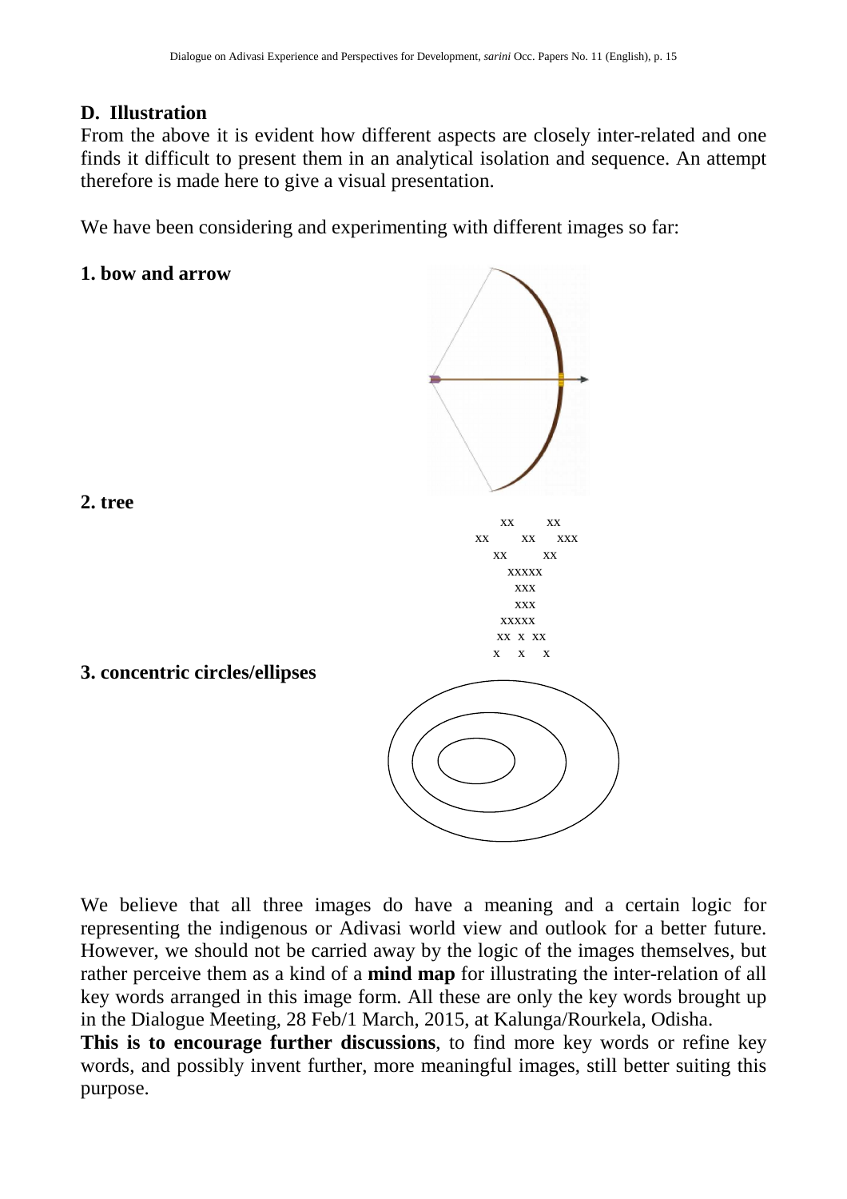## D. Illustration

From the above it is evident how different aspects are closely inter-related and one finds it difficult to present them in an analytical isolation and sequence. An attempt therefore is made here to give a visual presentation.

We have been considering and experimenting with different images so far:

**1. bow and arrow**

**2. tree**

```
        xx       xx
   xx       xx     xxx
      xx         xx
          xxxxx
           xxx
           xxx
          xxxxx
         xx x xx
         x   x   x
```

**3. concentric circles/ellipses**

We believe that all three images do have a meaning and a certain logic for representing the indigenous or Adivasi world view and outlook for a better future. However, we should not be carried away by the logic of the images themselves, but rather perceive them as a kind of a **mind map** for illustrating the inter-relation of all key words arranged in this image form. All these are only the key words brought up in the Dialogue Meeting, 28 Feb/1 March, 2015, at Kalunga/Rourkela, Odisha.

**This is to encourage further discussions**, to find more key words or refine key words, and possibly invent further, more meaningful images, still better suiting this purpose.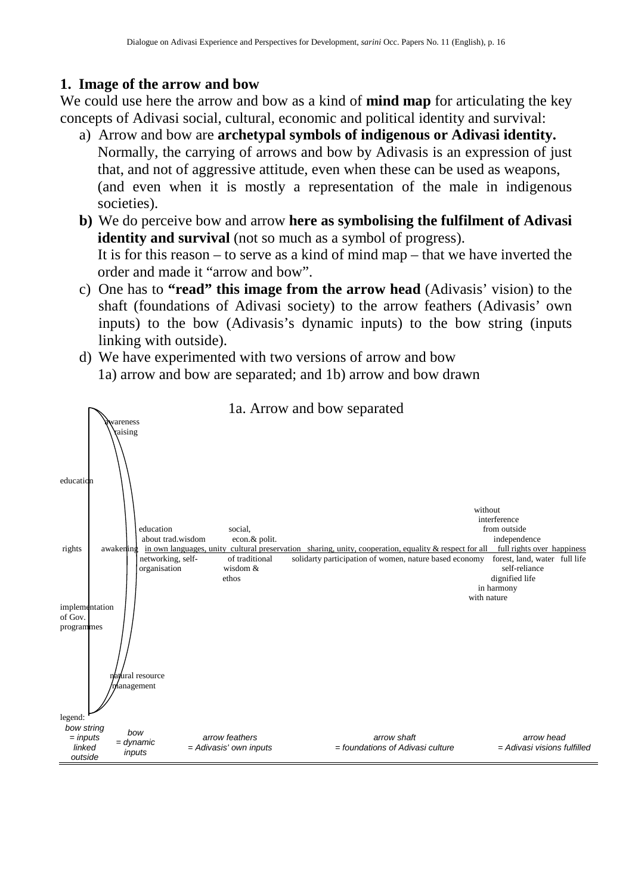## 1. Image of the arrow and bow

We could use here the arrow and bow as a kind of **mind map** for articulating the key concepts of Adivasi social, cultural, economic and political identity and survival:

a) Arrow and bow are **archetypal symbols of indigenous or Adivasi identity.** Normally, the carrying of arrows and bow by Adivasis is an expression of just that, and not of aggressive attitude, even when these can be used as weapons, (and even when it is mostly a representation of the male in indigenous societies).

**b)** We do perceive bow and arrow **here as symbolising the fulfilment of Adivasi identity and survival** (not so much as a symbol of progress). It is for this reason – to serve as a kind of mind map – that we have inverted the order and made it "arrow and bow".

c) One has to **"read" this image from the arrow head** (Adivasis' vision) to the shaft (foundations of Adivasi society) to the arrow feathers (Adivasis' own inputs) to the bow (Adivasis's dynamic inputs) to the bow string (inputs linking with outside).

d) We have experimented with two versions of arrow and bow
1a) arrow and bow are separated; and 1b) arrow and bow drawn

1a. Arrow and bow separated

awareness raising

education

rights awakening

implementation of Gov. programmes

natural resource management

education about trad.wisdom in own languages, unity networking, self-organisation

social, econ.& polit. cultural preservation of traditional wisdom & ethos

sharing, unity, cooperation, equality & respect for all solidarty participation of women, nature based economy

without interference from outside independence full rights over forest, land, water self-reliance dignified life in harmony with nature

happiness full life

legend:

| *bow string = inputs linked outside* | *bow = dynamic inputs* | *arrow feathers = Adivasis' own inputs* | *arrow shaft = foundations of Adivasi culture* | *arrow head = Adivasi visions fulfilled* |
|---|---|---|---|---|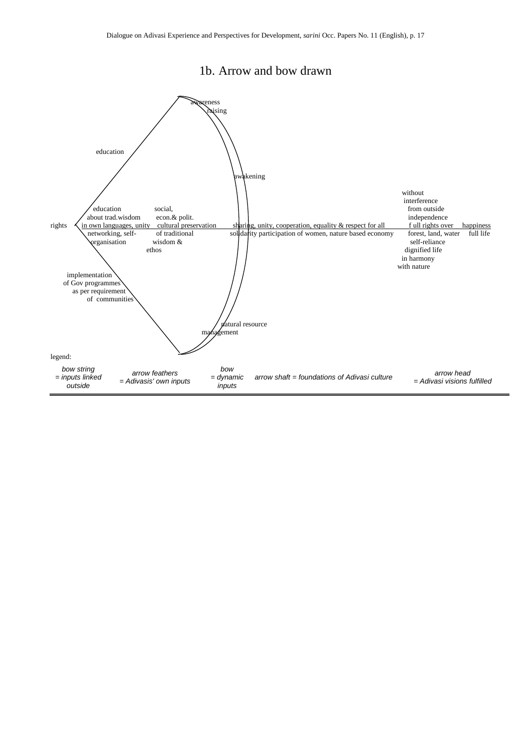# 1b. Arrow and bow drawn

awareness
raising

education

awakening

without
interference
from outside
independence

education
about trad.wisdom
in own languages, unity
networking, self-
organisation

social,
econ.& polit.
cultural preservation
of traditional
wisdom &
ethos

rights

sharing, unity, cooperation, equality & respect for all
solidarity participation of women, nature based economy

f ull rights over
forest, land, water
self-reliance
dignified life
in harmony
with nature

happiness
full life

implementation
of Gov programmes
as per requirement
of communities

natural resource
management

legend:

| bow string = inputs linked outside | arrow feathers = Adivasis' own inputs | bow = dynamic inputs | arrow shaft = foundations of Adivasi culture | arrow head = Adivasi visions fulfilled |
|---|---|---|---|---|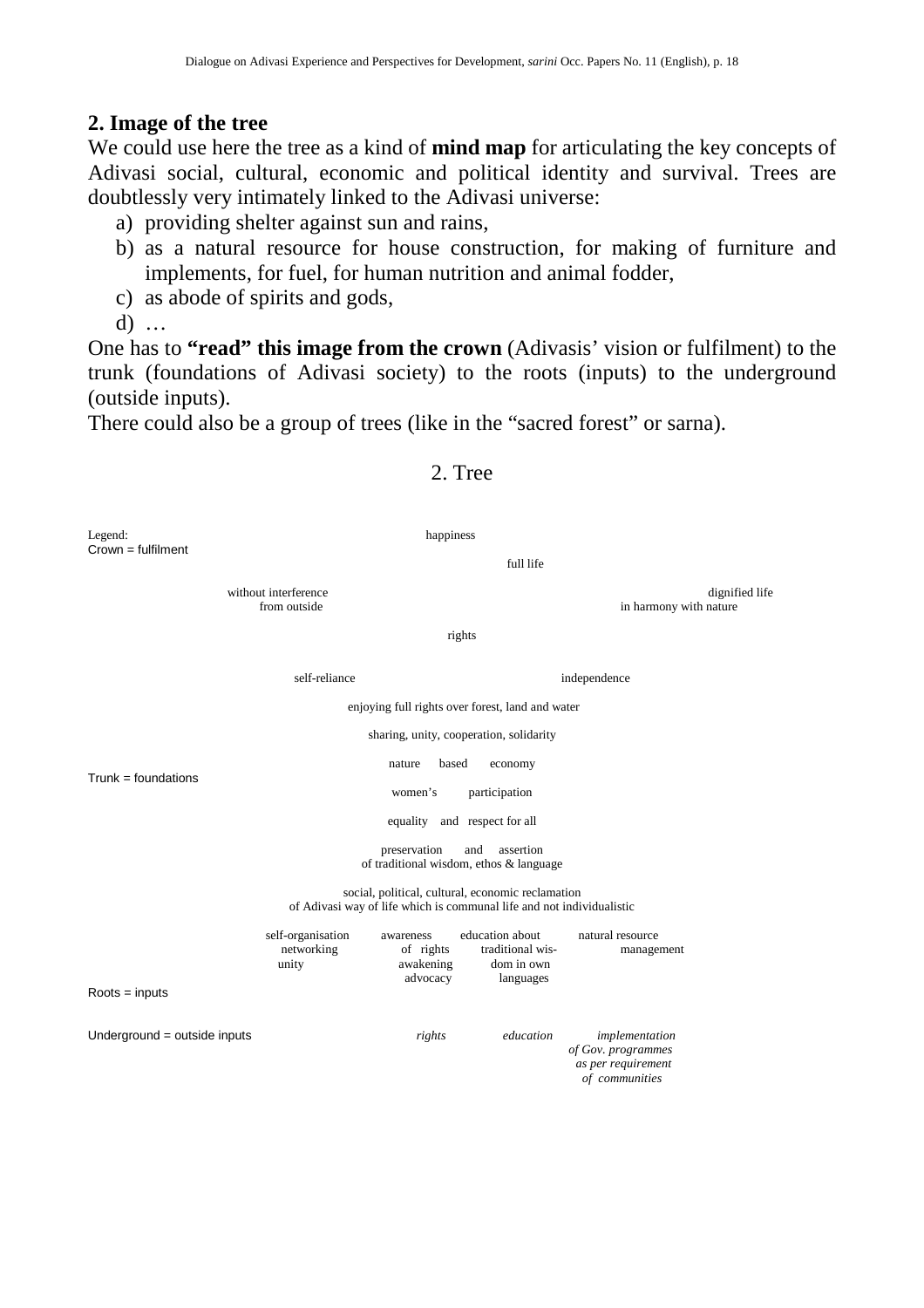## 2. Image of the tree

We could use here the tree as a kind of **mind map** for articulating the key concepts of Adivasi social, cultural, economic and political identity and survival. Trees are doubtlessly very intimately linked to the Adivasi universe:

a) providing shelter against sun and rains,
b) as a natural resource for house construction, for making of furniture and implements, for fuel, for human nutrition and animal fodder,
c) as abode of spirits and gods,
d) …

One has to **"read" this image from the crown** (Adivasis' vision or fulfilment) to the trunk (foundations of Adivasi society) to the roots (inputs) to the underground (outside inputs).

There could also be a group of trees (like in the "sacred forest" or sarna).

2. Tree

Legend:

Crown = fulfilment

happiness

full life

without interference from outside

dignified life in harmony with nature

rights

self-reliance

independence

enjoying full rights over forest, land and water

sharing, unity, cooperation, solidarity

Trunk = foundations

nature based economy

women's participation

equality and respect for all

preservation and assertion of traditional wisdom, ethos & language

social, political, cultural, economic reclamation of Adivasi way of life which is communal life and not individualistic

Roots = inputs

self-organisation networking unity

awareness of rights awakening advocacy

education about traditional wisdom in own languages

natural resource management

Underground = outside inputs

*rights*

*education*

*implementation of Gov. programmes as per requirement of communities*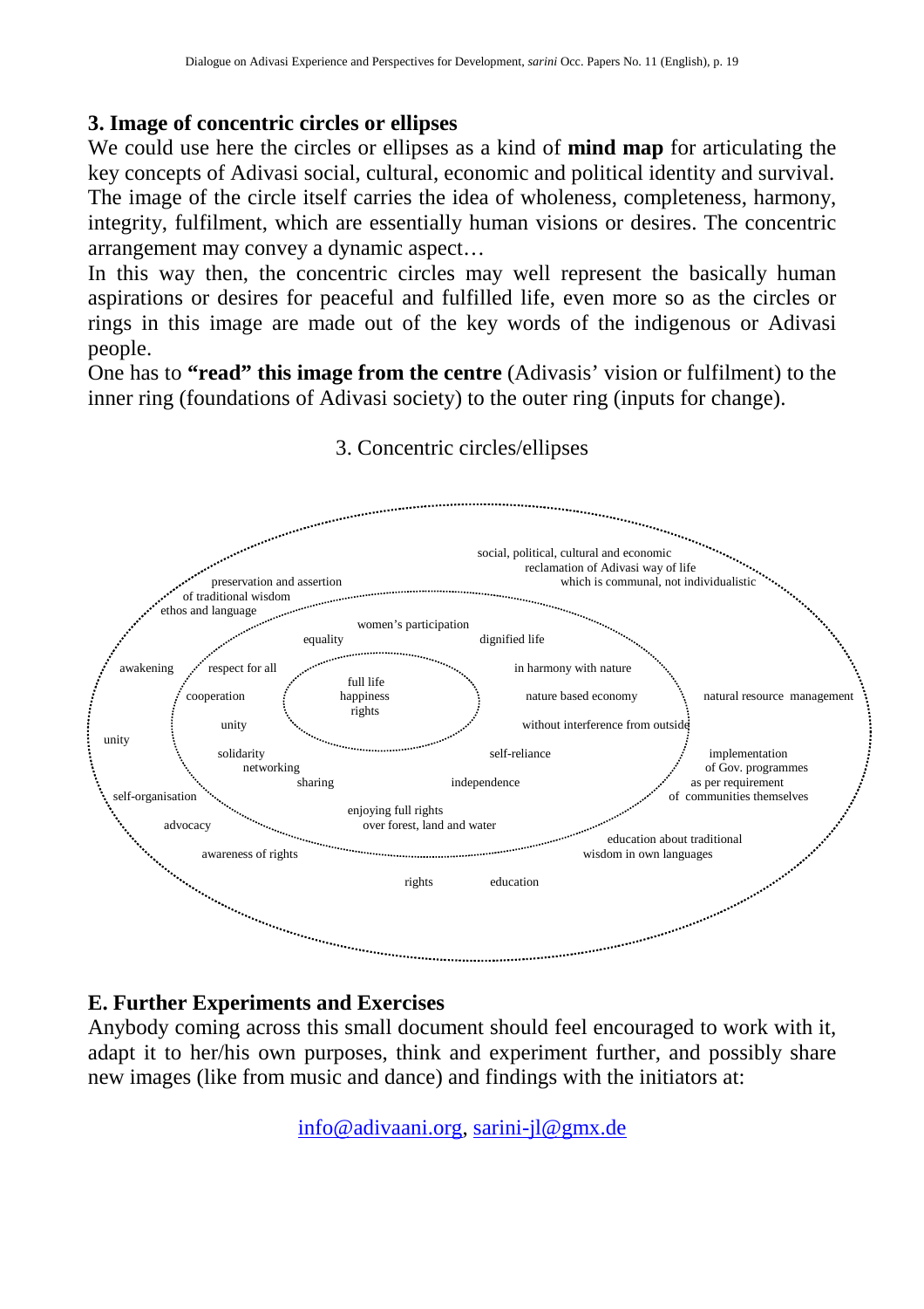### 3. Image of concentric circles or ellipses

We could use here the circles or ellipses as a kind of **mind map** for articulating the key concepts of Adivasi social, cultural, economic and political identity and survival. The image of the circle itself carries the idea of wholeness, completeness, harmony, integrity, fulfilment, which are essentially human visions or desires. The concentric arrangement may convey a dynamic aspect…

In this way then, the concentric circles may well represent the basically human aspirations or desires for peaceful and fulfilled life, even more so as the circles or rings in this image are made out of the key words of the indigenous or Adivasi people.

One has to **"read" this image from the centre** (Adivasis' vision or fulfilment) to the inner ring (foundations of Adivasi society) to the outer ring (inputs for change).

3. Concentric circles/ellipses

Centre: full life, happiness, rights

Inner ring: women's participation, equality, dignified life, respect for all, in harmony with nature, cooperation, nature based economy, unity, without interference from outside, solidarity, self-reliance, networking, sharing, independence, enjoying full rights over forest, land and water

Outer ring: social, political, cultural and economic reclamation of Adivasi way of life which is communal, not individualistic, preservation and assertion of traditional wisdom ethos and language, awakening, natural resource management, unity, implementation of Gov. programmes as per requirement of communities themselves, self-organisation, advocacy, education about traditional wisdom in own languages, awareness of rights, rights, education

### E. Further Experiments and Exercises

Anybody coming across this small document should feel encouraged to work with it, adapt it to her/his own purposes, think and experiment further, and possibly share new images (like from music and dance) and findings with the initiators at:

info@adivaani.org, sarini-jl@gmx.de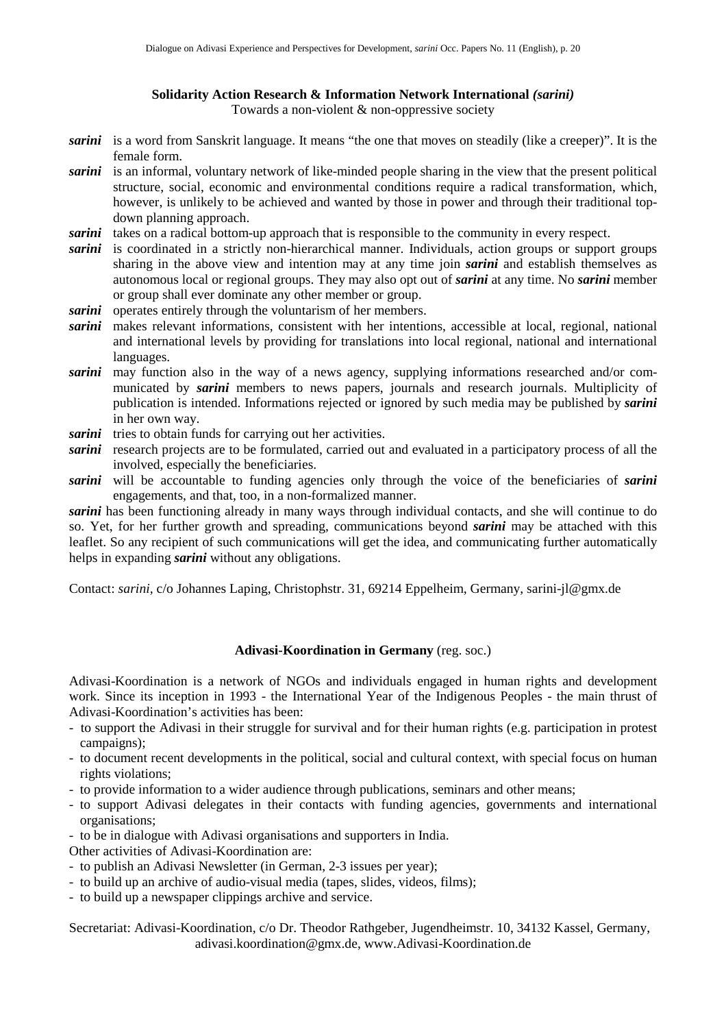**Solidarity Action Research & Information Network International *(sarini)***
Towards a non-violent & non-oppressive society

***sarini*** is a word from Sanskrit language. It means "the one that moves on steadily (like a creeper)". It is the female form.

***sarini*** is an informal, voluntary network of like-minded people sharing in the view that the present political structure, social, economic and environmental conditions require a radical transformation, which, however, is unlikely to be achieved and wanted by those in power and through their traditional top-down planning approach.

***sarini*** takes on a radical bottom-up approach that is responsible to the community in every respect.

***sarini*** is coordinated in a strictly non-hierarchical manner. Individuals, action groups or support groups sharing in the above view and intention may at any time join ***sarini*** and establish themselves as autonomous local or regional groups. They may also opt out of ***sarini*** at any time. No ***sarini*** member or group shall ever dominate any other member or group.

***sarini*** operates entirely through the voluntarism of her members.

***sarini*** makes relevant informations, consistent with her intentions, accessible at local, regional, national and international levels by providing for translations into local regional, national and international languages.

***sarini*** may function also in the way of a news agency, supplying informations researched and/or communicated by ***sarini*** members to news papers, journals and research journals. Multiplicity of publication is intended. Informations rejected or ignored by such media may be published by ***sarini*** in her own way.

***sarini*** tries to obtain funds for carrying out her activities.

***sarini*** research projects are to be formulated, carried out and evaluated in a participatory process of all the involved, especially the beneficiaries.

***sarini*** will be accountable to funding agencies only through the voice of the beneficiaries of ***sarini*** engagements, and that, too, in a non-formalized manner.

***sarini*** has been functioning already in many ways through individual contacts, and she will continue to do so. Yet, for her further growth and spreading, communications beyond ***sarini*** may be attached with this leaflet. So any recipient of such communications will get the idea, and communicating further automatically helps in expanding ***sarini*** without any obligations.

Contact: *sarini*, c/o Johannes Laping, Christophstr. 31, 69214 Eppelheim, Germany, sarini-jl@gmx.de

**Adivasi-Koordination in Germany** (reg. soc.)

Adivasi-Koordination is a network of NGOs and individuals engaged in human rights and development work. Since its inception in 1993 - the International Year of the Indigenous Peoples - the main thrust of Adivasi-Koordination's activities has been:

- to support the Adivasi in their struggle for survival and for their human rights (e.g. participation in protest campaigns);
- to document recent developments in the political, social and cultural context, with special focus on human rights violations;
- to provide information to a wider audience through publications, seminars and other means;
- to support Adivasi delegates in their contacts with funding agencies, governments and international organisations;
- to be in dialogue with Adivasi organisations and supporters in India.

Other activities of Adivasi-Koordination are:

- to publish an Adivasi Newsletter (in German, 2-3 issues per year);
- to build up an archive of audio-visual media (tapes, slides, videos, films);
- to build up a newspaper clippings archive and service.

Secretariat: Adivasi-Koordination, c/o Dr. Theodor Rathgeber, Jugendheimstr. 10, 34132 Kassel, Germany, adivasi.koordination@gmx.de, www.Adivasi-Koordination.de